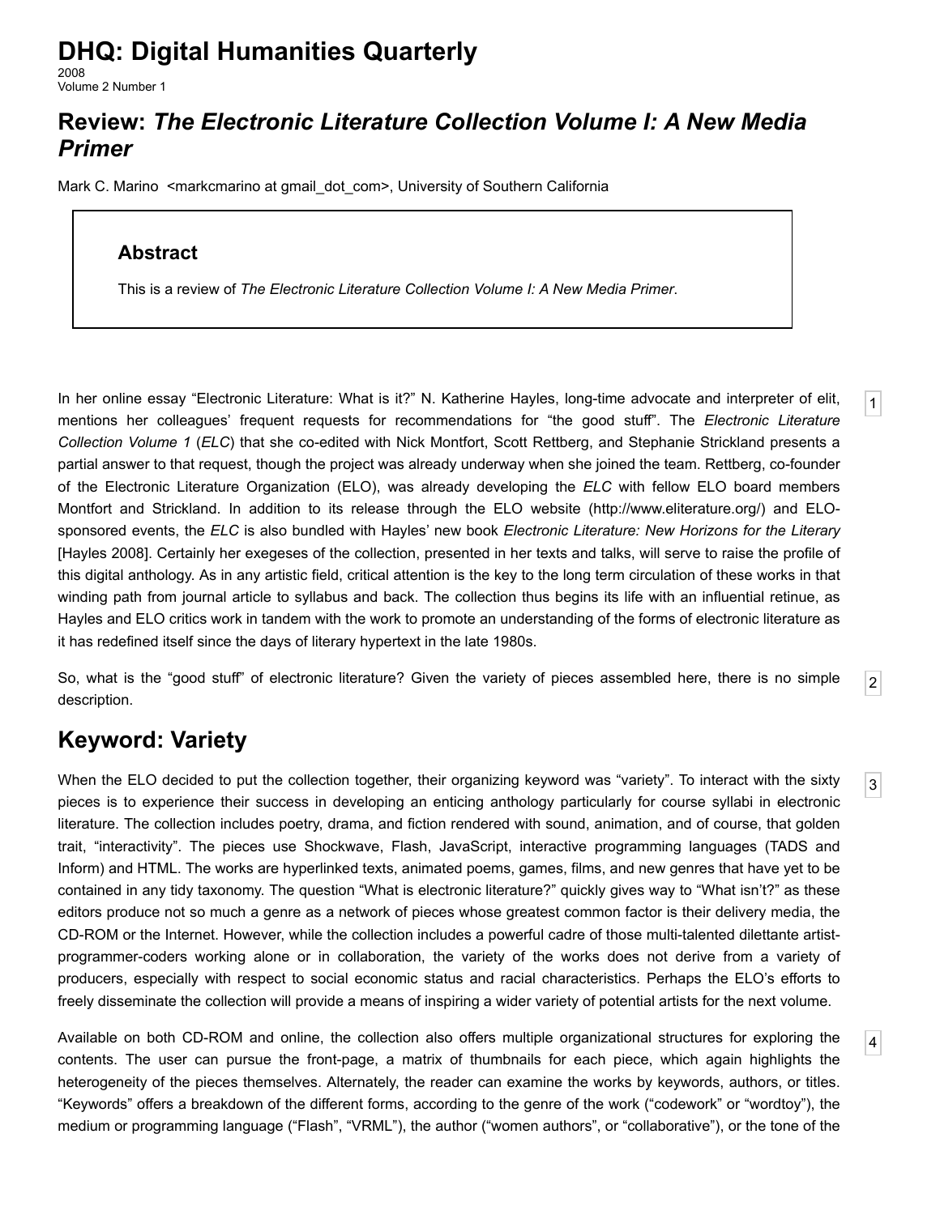# DHQ: Digital Humanities Quarterly

2008
Volume 2 Number 1

## Review: *The Electronic Literature Collection Volume I: A New Media Primer*

Mark C. Marino <markcmarino at gmail_dot_com>, University of Southern California

### Abstract

This is a review of *The Electronic Literature Collection Volume I: A New Media Primer*.

In her online essay "Electronic Literature: What is it?" N. Katherine Hayles, long-time advocate and interpreter of elit, mentions her colleagues' frequent requests for recommendations for "the good stuff". The *Electronic Literature Collection Volume 1* (*ELC*) that she co-edited with Nick Montfort, Scott Rettberg, and Stephanie Strickland presents a partial answer to that request, though the project was already underway when she joined the team. Rettberg, co-founder of the Electronic Literature Organization (ELO), was already developing the *ELC* with fellow ELO board members Montfort and Strickland. In addition to its release through the ELO website (http://www.eliterature.org/) and ELO-sponsored events, the *ELC* is also bundled with Hayles' new book *Electronic Literature: New Horizons for the Literary* [Hayles 2008]. Certainly her exegeses of the collection, presented in her texts and talks, will serve to raise the profile of this digital anthology. As in any artistic field, critical attention is the key to the long term circulation of these works in that winding path from journal article to syllabus and back. The collection thus begins its life with an influential retinue, as Hayles and ELO critics work in tandem with the work to promote an understanding of the forms of electronic literature as it has redefined itself since the days of literary hypertext in the late 1980s.

So, what is the "good stuff" of electronic literature? Given the variety of pieces assembled here, there is no simple description.

## Keyword: Variety

When the ELO decided to put the collection together, their organizing keyword was "variety". To interact with the sixty pieces is to experience their success in developing an enticing anthology particularly for course syllabi in electronic literature. The collection includes poetry, drama, and fiction rendered with sound, animation, and of course, that golden trait, "interactivity". The pieces use Shockwave, Flash, JavaScript, interactive programming languages (TADS and Inform) and HTML. The works are hyperlinked texts, animated poems, games, films, and new genres that have yet to be contained in any tidy taxonomy. The question "What is electronic literature?" quickly gives way to "What isn't?" as these editors produce not so much a genre as a network of pieces whose greatest common factor is their delivery media, the CD-ROM or the Internet. However, while the collection includes a powerful cadre of those multi-talented dilettante artist-programmer-coders working alone or in collaboration, the variety of the works does not derive from a variety of producers, especially with respect to social economic status and racial characteristics. Perhaps the ELO's efforts to freely disseminate the collection will provide a means of inspiring a wider variety of potential artists for the next volume.

Available on both CD-ROM and online, the collection also offers multiple organizational structures for exploring the contents. The user can pursue the front-page, a matrix of thumbnails for each piece, which again highlights the heterogeneity of the pieces themselves. Alternately, the reader can examine the works by keywords, authors, or titles. "Keywords" offers a breakdown of the different forms, according to the genre of the work ("codework" or "wordtoy"), the medium or programming language ("Flash", "VRML"), the author ("women authors", or "collaborative"), or the tone of the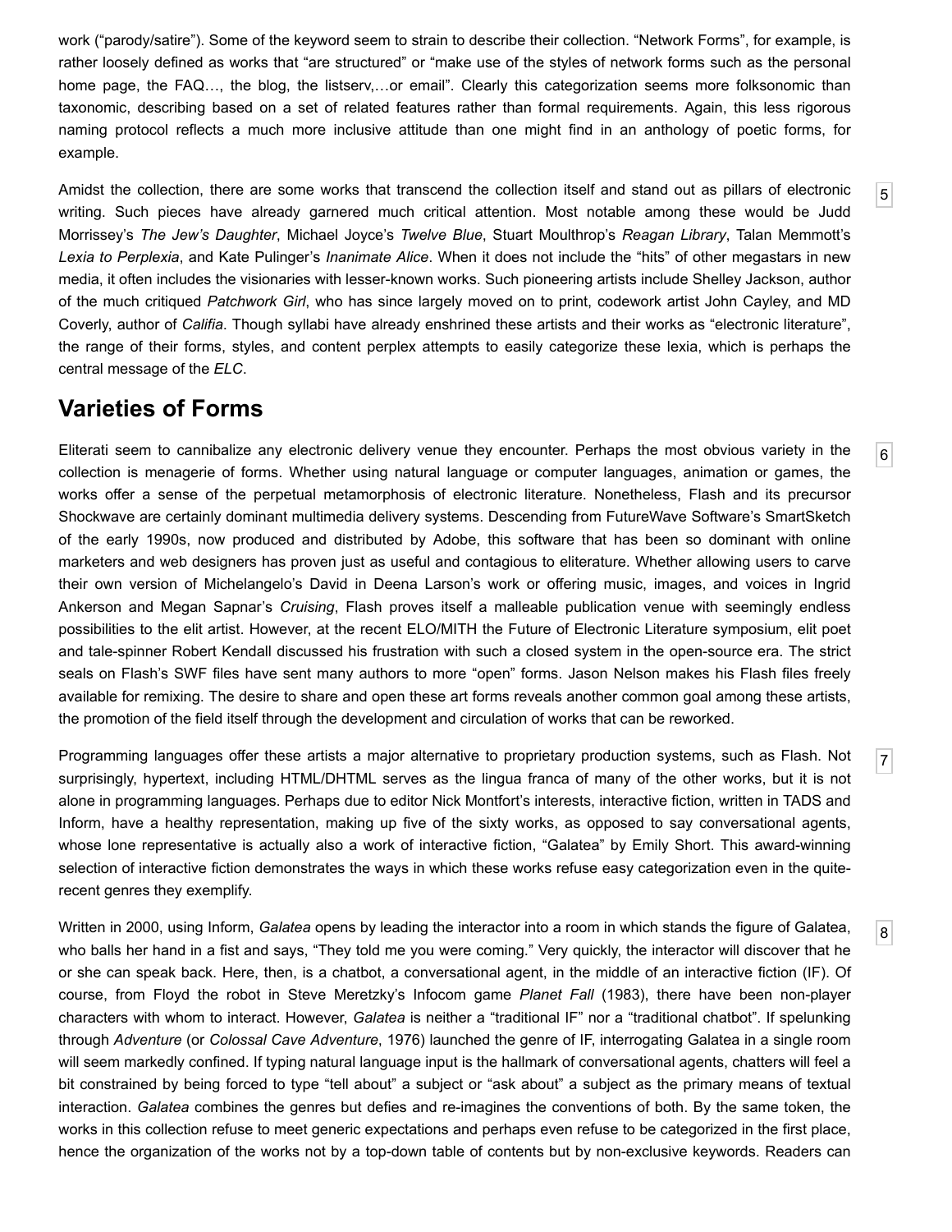work ("parody/satire"). Some of the keyword seem to strain to describe their collection. "Network Forms", for example, is rather loosely defined as works that "are structured" or "make use of the styles of network forms such as the personal home page, the FAQ…, the blog, the listserv,…or email". Clearly this categorization seems more folksonomic than taxonomic, describing based on a set of related features rather than formal requirements. Again, this less rigorous naming protocol reflects a much more inclusive attitude than one might find in an anthology of poetic forms, for example.

Amidst the collection, there are some works that transcend the collection itself and stand out as pillars of electronic writing. Such pieces have already garnered much critical attention. Most notable among these would be Judd Morrissey's *The Jew's Daughter*, Michael Joyce's *Twelve Blue*, Stuart Moulthrop's *Reagan Library*, Talan Memmott's *Lexia to Perplexia*, and Kate Pulinger's *Inanimate Alice*. When it does not include the "hits" of other megastars in new media, it often includes the visionaries with lesser-known works. Such pioneering artists include Shelley Jackson, author of the much critiqued *Patchwork Girl*, who has since largely moved on to print, codework artist John Cayley, and MD Coverly, author of *Califia*. Though syllabi have already enshrined these artists and their works as "electronic literature", the range of their forms, styles, and content perplex attempts to easily categorize these lexia, which is perhaps the central message of the *ELC*.

## Varieties of Forms

Eliterati seem to cannibalize any electronic delivery venue they encounter. Perhaps the most obvious variety in the collection is menagerie of forms. Whether using natural language or computer languages, animation or games, the works offer a sense of the perpetual metamorphosis of electronic literature. Nonetheless, Flash and its precursor Shockwave are certainly dominant multimedia delivery systems. Descending from FutureWave Software's SmartSketch of the early 1990s, now produced and distributed by Adobe, this software that has been so dominant with online marketers and web designers has proven just as useful and contagious to eliterature. Whether allowing users to carve their own version of Michelangelo's David in Deena Larson's work or offering music, images, and voices in Ingrid Ankerson and Megan Sapnar's *Cruising*, Flash proves itself a malleable publication venue with seemingly endless possibilities to the elit artist. However, at the recent ELO/MITH the Future of Electronic Literature symposium, elit poet and tale-spinner Robert Kendall discussed his frustration with such a closed system in the open-source era. The strict seals on Flash's SWF files have sent many authors to more "open" forms. Jason Nelson makes his Flash files freely available for remixing. The desire to share and open these art forms reveals another common goal among these artists, the promotion of the field itself through the development and circulation of works that can be reworked.

Programming languages offer these artists a major alternative to proprietary production systems, such as Flash. Not surprisingly, hypertext, including HTML/DHTML serves as the lingua franca of many of the other works, but it is not alone in programming languages. Perhaps due to editor Nick Montfort's interests, interactive fiction, written in TADS and Inform, have a healthy representation, making up five of the sixty works, as opposed to say conversational agents, whose lone representative is actually also a work of interactive fiction, "Galatea" by Emily Short. This award-winning selection of interactive fiction demonstrates the ways in which these works refuse easy categorization even in the quite-recent genres they exemplify.

Written in 2000, using Inform, *Galatea* opens by leading the interactor into a room in which stands the figure of Galatea, who balls her hand in a fist and says, "They told me you were coming." Very quickly, the interactor will discover that he or she can speak back. Here, then, is a chatbot, a conversational agent, in the middle of an interactive fiction (IF). Of course, from Floyd the robot in Steve Meretzky's Infocom game *Planet Fall* (1983), there have been non-player characters with whom to interact. However, *Galatea* is neither a "traditional IF" nor a "traditional chatbot". If spelunking through *Adventure* (or *Colossal Cave Adventure*, 1976) launched the genre of IF, interrogating Galatea in a single room will seem markedly confined. If typing natural language input is the hallmark of conversational agents, chatters will feel a bit constrained by being forced to type "tell about" a subject or "ask about" a subject as the primary means of textual interaction. *Galatea* combines the genres but defies and re-imagines the conventions of both. By the same token, the works in this collection refuse to meet generic expectations and perhaps even refuse to be categorized in the first place, hence the organization of the works not by a top-down table of contents but by non-exclusive keywords. Readers can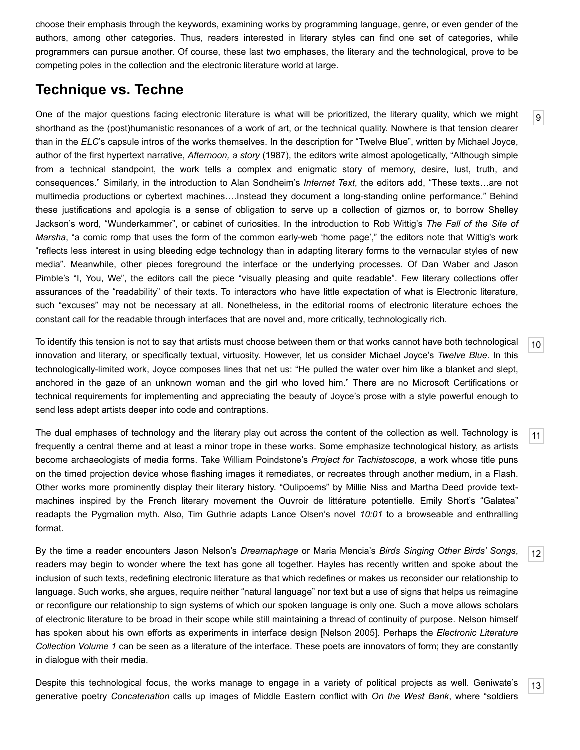choose their emphasis through the keywords, examining works by programming language, genre, or even gender of the authors, among other categories. Thus, readers interested in literary styles can find one set of categories, while programmers can pursue another. Of course, these last two emphases, the literary and the technological, prove to be competing poles in the collection and the electronic literature world at large.

## Technique vs. Techne

[9] One of the major questions facing electronic literature is what will be prioritized, the literary quality, which we might shorthand as the (post)humanistic resonances of a work of art, or the technical quality. Nowhere is that tension clearer than in the *ELC*'s capsule intros of the works themselves. In the description for "Twelve Blue", written by Michael Joyce, author of the first hypertext narrative, *Afternoon, a story* (1987), the editors write almost apologetically, "Although simple from a technical standpoint, the work tells a complex and enigmatic story of memory, desire, lust, truth, and consequences." Similarly, in the introduction to Alan Sondheim's *Internet Text*, the editors add, "These texts…are not multimedia productions or cybertext machines….Instead they document a long-standing online performance." Behind these justifications and apologia is a sense of obligation to serve up a collection of gizmos or, to borrow Shelley Jackson's word, "Wunderkammer", or cabinet of curiosities. In the introduction to Rob Wittig's *The Fall of the Site of Marsha*, "a comic romp that uses the form of the common early-web 'home page'," the editors note that Wittig's work "reflects less interest in using bleeding edge technology than in adapting literary forms to the vernacular styles of new media". Meanwhile, other pieces foreground the interface or the underlying processes. Of Dan Waber and Jason Pimble's "I, You, We", the editors call the piece "visually pleasing and quite readable". Few literary collections offer assurances of the "readability" of their texts. To interactors who have little expectation of what is Electronic literature, such "excuses" may not be necessary at all. Nonetheless, in the editorial rooms of electronic literature echoes the constant call for the readable through interfaces that are novel and, more critically, technologically rich.

[10] To identify this tension is not to say that artists must choose between them or that works cannot have both technological innovation and literary, or specifically textual, virtuosity. However, let us consider Michael Joyce's *Twelve Blue*. In this technologically-limited work, Joyce composes lines that net us: "He pulled the water over him like a blanket and slept, anchored in the gaze of an unknown woman and the girl who loved him." There are no Microsoft Certifications or technical requirements for implementing and appreciating the beauty of Joyce's prose with a style powerful enough to send less adept artists deeper into code and contraptions.

[11] The dual emphases of technology and the literary play out across the content of the collection as well. Technology is frequently a central theme and at least a minor trope in these works. Some emphasize technological history, as artists become archaeologists of media forms. Take William Poindstone's *Project for Tachistoscope*, a work whose title puns on the timed projection device whose flashing images it remediates, or recreates through another medium, in a Flash. Other works more prominently display their literary history. "Oulipoems" by Millie Niss and Martha Deed provide text-machines inspired by the French literary movement the Ouvroir de littérature potentielle. Emily Short's "Galatea" readapts the Pygmalion myth. Also, Tim Guthrie adapts Lance Olsen's novel *10:01* to a browseable and enthralling format.

[12] By the time a reader encounters Jason Nelson's *Dreamaphage* or Maria Mencia's *Birds Singing Other Birds' Songs*, readers may begin to wonder where the text has gone all together. Hayles has recently written and spoke about the inclusion of such texts, redefining electronic literature as that which redefines or makes us reconsider our relationship to language. Such works, she argues, require neither "natural language" nor text but a use of signs that helps us reimagine or reconfigure our relationship to sign systems of which our spoken language is only one. Such a move allows scholars of electronic literature to be broad in their scope while still maintaining a thread of continuity of purpose. Nelson himself has spoken about his own efforts as experiments in interface design [Nelson 2005]. Perhaps the *Electronic Literature Collection Volume 1* can be seen as a literature of the interface. These poets are innovators of form; they are constantly in dialogue with their media.

[13] Despite this technological focus, the works manage to engage in a variety of political projects as well. Geniwate's generative poetry *Concatenation* calls up images of Middle Eastern conflict with *On the West Bank*, where "soldiers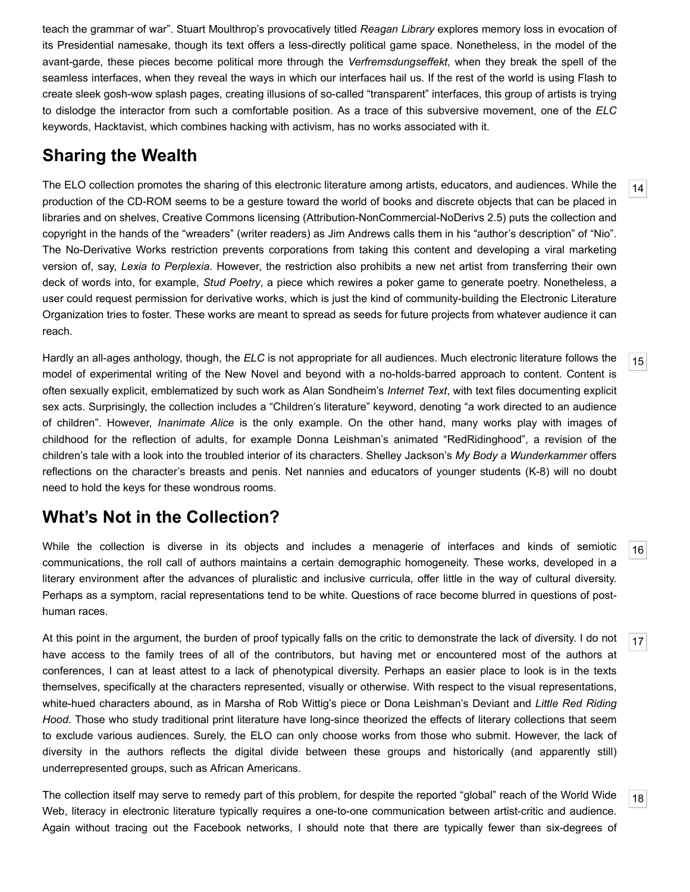teach the grammar of war". Stuart Moulthrop's provocatively titled *Reagan Library* explores memory loss in evocation of its Presidential namesake, though its text offers a less-directly political game space. Nonetheless, in the model of the avant-garde, these pieces become political more through the *Verfremsdungseffekt*, when they break the spell of the seamless interfaces, when they reveal the ways in which our interfaces hail us. If the rest of the world is using Flash to create sleek gosh-wow splash pages, creating illusions of so-called "transparent" interfaces, this group of artists is trying to dislodge the interactor from such a comfortable position. As a trace of this subversive movement, one of the *ELC* keywords, Hacktavist, which combines hacking with activism, has no works associated with it.

## Sharing the Wealth

[14] The ELO collection promotes the sharing of this electronic literature among artists, educators, and audiences. While the production of the CD-ROM seems to be a gesture toward the world of books and discrete objects that can be placed in libraries and on shelves, Creative Commons licensing (Attribution-NonCommercial-NoDerivs 2.5) puts the collection and copyright in the hands of the "wreaders" (writer readers) as Jim Andrews calls them in his "author's description" of "Nio". The No-Derivative Works restriction prevents corporations from taking this content and developing a viral marketing version of, say, *Lexia to Perplexia*. However, the restriction also prohibits a new net artist from transferring their own deck of words into, for example, *Stud Poetry*, a piece which rewires a poker game to generate poetry. Nonetheless, a user could request permission for derivative works, which is just the kind of community-building the Electronic Literature Organization tries to foster. These works are meant to spread as seeds for future projects from whatever audience it can reach.

[15] Hardly an all-ages anthology, though, the *ELC* is not appropriate for all audiences. Much electronic literature follows the model of experimental writing of the New Novel and beyond with a no-holds-barred approach to content. Content is often sexually explicit, emblematized by such work as Alan Sondheim's *Internet Text*, with text files documenting explicit sex acts. Surprisingly, the collection includes a "Children's literature" keyword, denoting "a work directed to an audience of children". However, *Inanimate Alice* is the only example. On the other hand, many works play with images of childhood for the reflection of adults, for example Donna Leishman's animated "RedRidinghood", a revision of the children's tale with a look into the troubled interior of its characters. Shelley Jackson's *My Body a Wunderkammer* offers reflections on the character's breasts and penis. Net nannies and educators of younger students (K-8) will no doubt need to hold the keys for these wondrous rooms.

## What's Not in the Collection?

[16] While the collection is diverse in its objects and includes a menagerie of interfaces and kinds of semiotic communications, the roll call of authors maintains a certain demographic homogeneity. These works, developed in a literary environment after the advances of pluralistic and inclusive curricula, offer little in the way of cultural diversity. Perhaps as a symptom, racial representations tend to be white. Questions of race become blurred in questions of post-human races.

[17] At this point in the argument, the burden of proof typically falls on the critic to demonstrate the lack of diversity. I do not have access to the family trees of all of the contributors, but having met or encountered most of the authors at conferences, I can at least attest to a lack of phenotypical diversity. Perhaps an easier place to look is in the texts themselves, specifically at the characters represented, visually or otherwise. With respect to the visual representations, white-hued characters abound, as in Marsha of Rob Wittig's piece or Dona Leishman's Deviant and *Little Red Riding Hood*. Those who study traditional print literature have long-since theorized the effects of literary collections that seem to exclude various audiences. Surely, the ELO can only choose works from those who submit. However, the lack of diversity in the authors reflects the digital divide between these groups and historically (and apparently still) underrepresented groups, such as African Americans.

[18] The collection itself may serve to remedy part of this problem, for despite the reported "global" reach of the World Wide Web, literacy in electronic literature typically requires a one-to-one communication between artist-critic and audience. Again without tracing out the Facebook networks, I should note that there are typically fewer than six-degrees of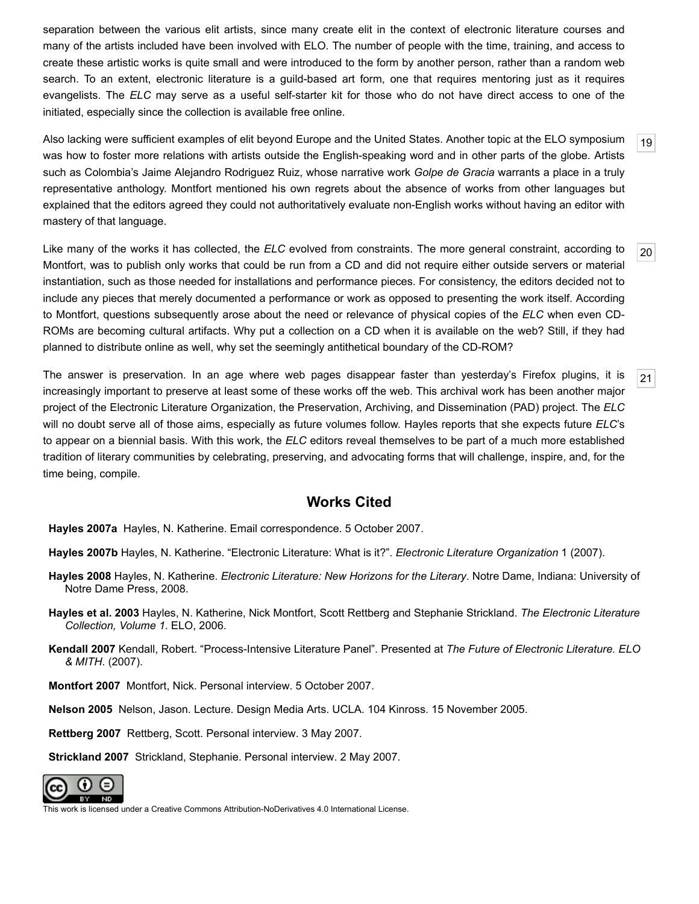separation between the various elit artists, since many create elit in the context of electronic literature courses and many of the artists included have been involved with ELO. The number of people with the time, training, and access to create these artistic works is quite small and were introduced to the form by another person, rather than a random web search. To an extent, electronic literature is a guild-based art form, one that requires mentoring just as it requires evangelists. The *ELC* may serve as a useful self-starter kit for those who do not have direct access to one of the initiated, especially since the collection is available free online.

19

Also lacking were sufficient examples of elit beyond Europe and the United States. Another topic at the ELO symposium was how to foster more relations with artists outside the English-speaking word and in other parts of the globe. Artists such as Colombia's Jaime Alejandro Rodriguez Ruiz, whose narrative work *Golpe de Gracia* warrants a place in a truly representative anthology. Montfort mentioned his own regrets about the absence of works from other languages but explained that the editors agreed they could not authoritatively evaluate non-English works without having an editor with mastery of that language.

20

Like many of the works it has collected, the *ELC* evolved from constraints. The more general constraint, according to Montfort, was to publish only works that could be run from a CD and did not require either outside servers or material instantiation, such as those needed for installations and performance pieces. For consistency, the editors decided not to include any pieces that merely documented a performance or work as opposed to presenting the work itself. According to Montfort, questions subsequently arose about the need or relevance of physical copies of the *ELC* when even CD-ROMs are becoming cultural artifacts. Why put a collection on a CD when it is available on the web? Still, if they had planned to distribute online as well, why set the seemingly antithetical boundary of the CD-ROM?

21

The answer is preservation. In an age where web pages disappear faster than yesterday's Firefox plugins, it is increasingly important to preserve at least some of these works off the web. This archival work has been another major project of the Electronic Literature Organization, the Preservation, Archiving, and Dissemination (PAD) project. The *ELC* will no doubt serve all of those aims, especially as future volumes follow. Hayles reports that she expects future *ELC*'s to appear on a biennial basis. With this work, the *ELC* editors reveal themselves to be part of a much more established tradition of literary communities by celebrating, preserving, and advocating forms that will challenge, inspire, and, for the time being, compile.

## Works Cited

**Hayles 2007a** Hayles, N. Katherine. Email correspondence. 5 October 2007.

**Hayles 2007b** Hayles, N. Katherine. "Electronic Literature: What is it?". *Electronic Literature Organization* 1 (2007).

**Hayles 2008** Hayles, N. Katherine. *Electronic Literature: New Horizons for the Literary*. Notre Dame, Indiana: University of Notre Dame Press, 2008.

**Hayles et al. 2003** Hayles, N. Katherine, Nick Montfort, Scott Rettberg and Stephanie Strickland. *The Electronic Literature Collection, Volume 1*. ELO, 2006.

**Kendall 2007** Kendall, Robert. "Process-Intensive Literature Panel". Presented at *The Future of Electronic Literature. ELO & MITH*. (2007).

**Montfort 2007** Montfort, Nick. Personal interview. 5 October 2007.

**Nelson 2005** Nelson, Jason. Lecture. Design Media Arts. UCLA. 104 Kinross. 15 November 2005.

**Rettberg 2007** Rettberg, Scott. Personal interview. 3 May 2007.

**Strickland 2007** Strickland, Stephanie. Personal interview. 2 May 2007.

This work is licensed under a Creative Commons Attribution-NoDerivatives 4.0 International License.